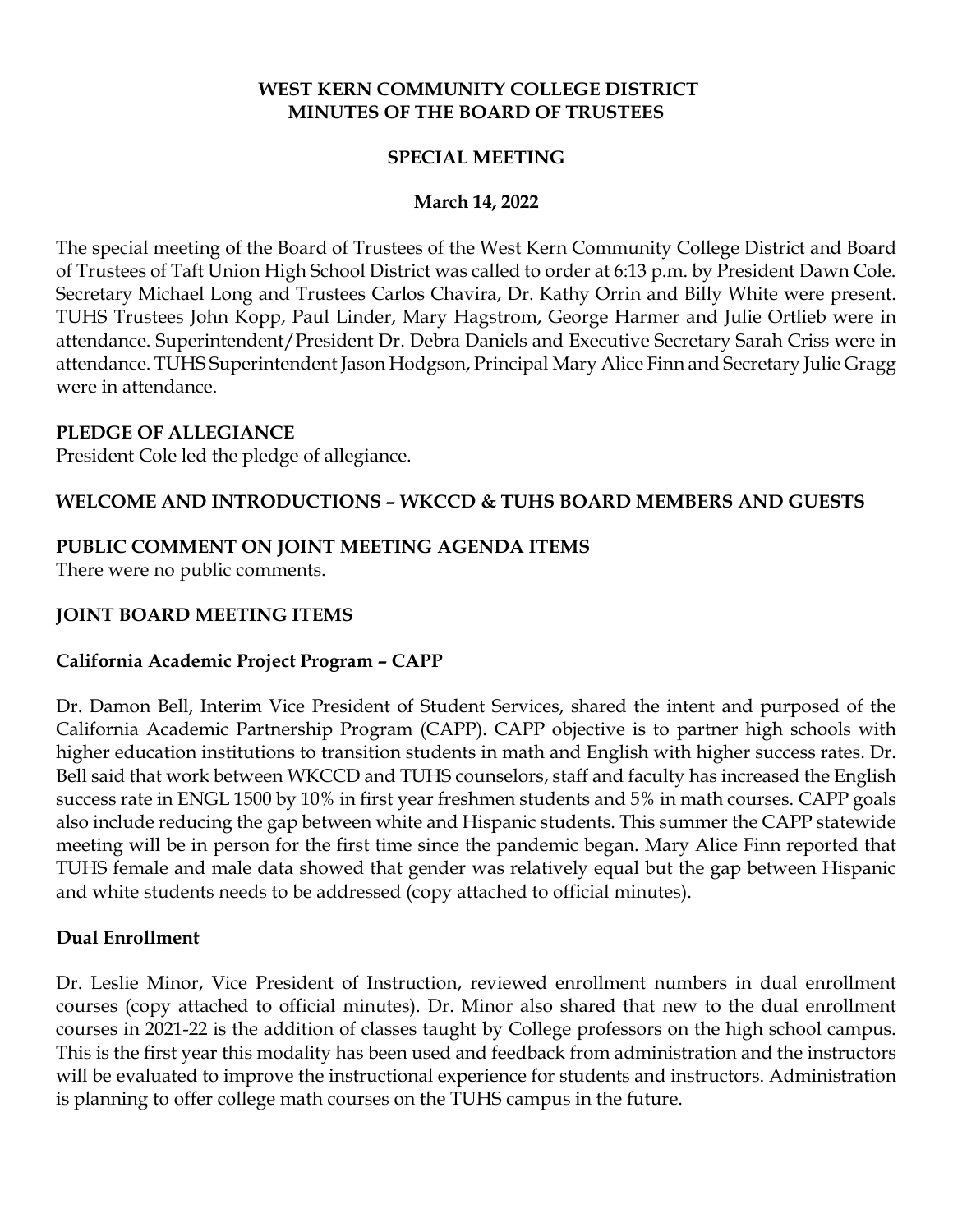# WEST KERN COMMUNITY COLLEGE DISTRICT
# MINUTES OF THE BOARD OF TRUSTEES

## SPECIAL MEETING

**March 14, 2022**

The special meeting of the Board of Trustees of the West Kern Community College District and Board of Trustees of Taft Union High School District was called to order at 6:13 p.m. by President Dawn Cole. Secretary Michael Long and Trustees Carlos Chavira, Dr. Kathy Orrin and Billy White were present. TUHS Trustees John Kopp, Paul Linder, Mary Hagstrom, George Harmer and Julie Ortlieb were in attendance. Superintendent/President Dr. Debra Daniels and Executive Secretary Sarah Criss were in attendance. TUHS Superintendent Jason Hodgson, Principal Mary Alice Finn and Secretary Julie Gragg were in attendance.

### PLEDGE OF ALLEGIANCE

President Cole led the pledge of allegiance.

### WELCOME AND INTRODUCTIONS – WKCCD & TUHS BOARD MEMBERS AND GUESTS

### PUBLIC COMMENT ON JOINT MEETING AGENDA ITEMS

There were no public comments.

### JOINT BOARD MEETING ITEMS

#### California Academic Project Program – CAPP

Dr. Damon Bell, Interim Vice President of Student Services, shared the intent and purposed of the California Academic Partnership Program (CAPP). CAPP objective is to partner high schools with higher education institutions to transition students in math and English with higher success rates. Dr. Bell said that work between WKCCD and TUHS counselors, staff and faculty has increased the English success rate in ENGL 1500 by 10% in first year freshmen students and 5% in math courses. CAPP goals also include reducing the gap between white and Hispanic students. This summer the CAPP statewide meeting will be in person for the first time since the pandemic began. Mary Alice Finn reported that TUHS female and male data showed that gender was relatively equal but the gap between Hispanic and white students needs to be addressed (copy attached to official minutes).

#### Dual Enrollment

Dr. Leslie Minor, Vice President of Instruction, reviewed enrollment numbers in dual enrollment courses (copy attached to official minutes). Dr. Minor also shared that new to the dual enrollment courses in 2021-22 is the addition of classes taught by College professors on the high school campus. This is the first year this modality has been used and feedback from administration and the instructors will be evaluated to improve the instructional experience for students and instructors. Administration is planning to offer college math courses on the TUHS campus in the future.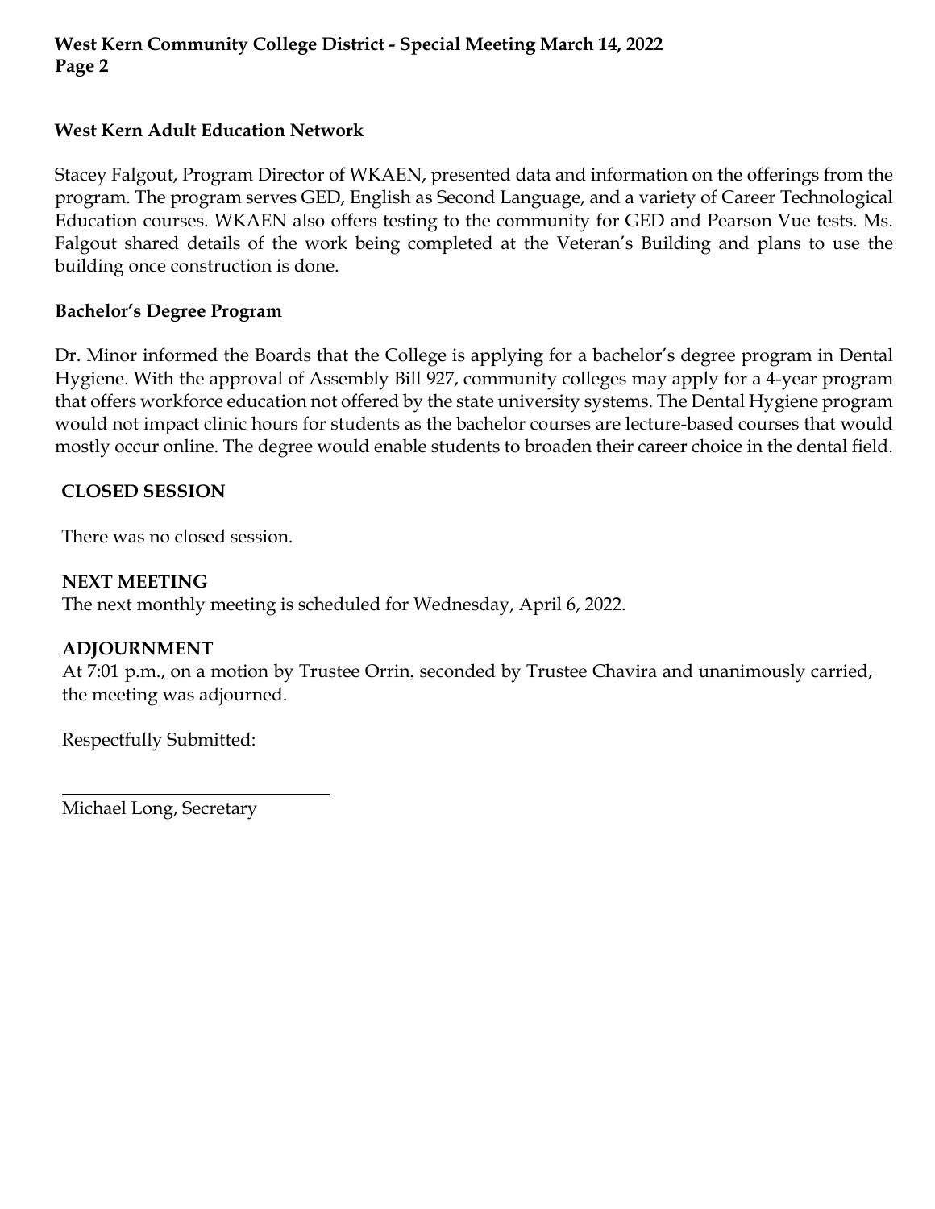**West Kern Adult Education Network**

Stacey Falgout, Program Director of WKAEN, presented data and information on the offerings from the program. The program serves GED, English as Second Language, and a variety of Career Technological Education courses. WKAEN also offers testing to the community for GED and Pearson Vue tests. Ms. Falgout shared details of the work being completed at the Veteran's Building and plans to use the building once construction is done.

**Bachelor's Degree Program**

Dr. Minor informed the Boards that the College is applying for a bachelor's degree program in Dental Hygiene. With the approval of Assembly Bill 927, community colleges may apply for a 4-year program that offers workforce education not offered by the state university systems. The Dental Hygiene program would not impact clinic hours for students as the bachelor courses are lecture-based courses that would mostly occur online. The degree would enable students to broaden their career choice in the dental field.

## CLOSED SESSION

There was no closed session.

## NEXT MEETING

The next monthly meeting is scheduled for Wednesday, April 6, 2022.

## ADJOURNMENT

At 7:01 p.m., on a motion by Trustee Orrin, seconded by Trustee Chavira and unanimously carried, the meeting was adjourned.

Respectfully Submitted:

Michael Long, Secretary